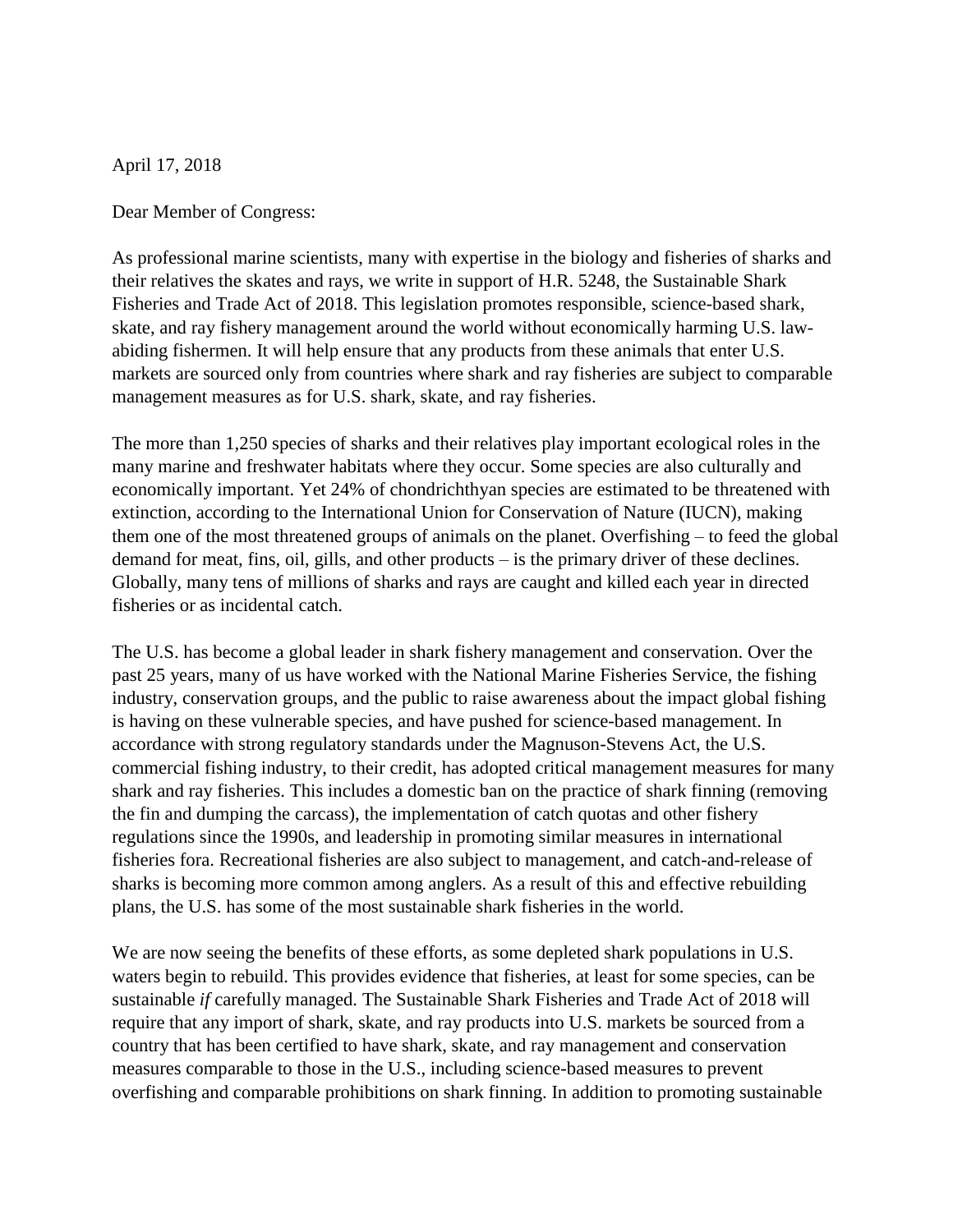April 17, 2018

Dear Member of Congress:

As professional marine scientists, many with expertise in the biology and fisheries of sharks and their relatives the skates and rays, we write in support of H.R. 5248, the Sustainable Shark Fisheries and Trade Act of 2018. This legislation promotes responsible, science-based shark, skate, and ray fishery management around the world without economically harming U.S. law-abiding fishermen. It will help ensure that any products from these animals that enter U.S. markets are sourced only from countries where shark and ray fisheries are subject to comparable management measures as for U.S. shark, skate, and ray fisheries.

The more than 1,250 species of sharks and their relatives play important ecological roles in the many marine and freshwater habitats where they occur. Some species are also culturally and economically important. Yet 24% of chondrichthyan species are estimated to be threatened with extinction, according to the International Union for Conservation of Nature (IUCN), making them one of the most threatened groups of animals on the planet. Overfishing – to feed the global demand for meat, fins, oil, gills, and other products – is the primary driver of these declines. Globally, many tens of millions of sharks and rays are caught and killed each year in directed fisheries or as incidental catch.

The U.S. has become a global leader in shark fishery management and conservation. Over the past 25 years, many of us have worked with the National Marine Fisheries Service, the fishing industry, conservation groups, and the public to raise awareness about the impact global fishing is having on these vulnerable species, and have pushed for science-based management. In accordance with strong regulatory standards under the Magnuson-Stevens Act, the U.S. commercial fishing industry, to their credit, has adopted critical management measures for many shark and ray fisheries. This includes a domestic ban on the practice of shark finning (removing the fin and dumping the carcass), the implementation of catch quotas and other fishery regulations since the 1990s, and leadership in promoting similar measures in international fisheries fora. Recreational fisheries are also subject to management, and catch-and-release of sharks is becoming more common among anglers. As a result of this and effective rebuilding plans, the U.S. has some of the most sustainable shark fisheries in the world.

We are now seeing the benefits of these efforts, as some depleted shark populations in U.S. waters begin to rebuild. This provides evidence that fisheries, at least for some species, can be sustainable *if* carefully managed. The Sustainable Shark Fisheries and Trade Act of 2018 will require that any import of shark, skate, and ray products into U.S. markets be sourced from a country that has been certified to have shark, skate, and ray management and conservation measures comparable to those in the U.S., including science-based measures to prevent overfishing and comparable prohibitions on shark finning. In addition to promoting sustainable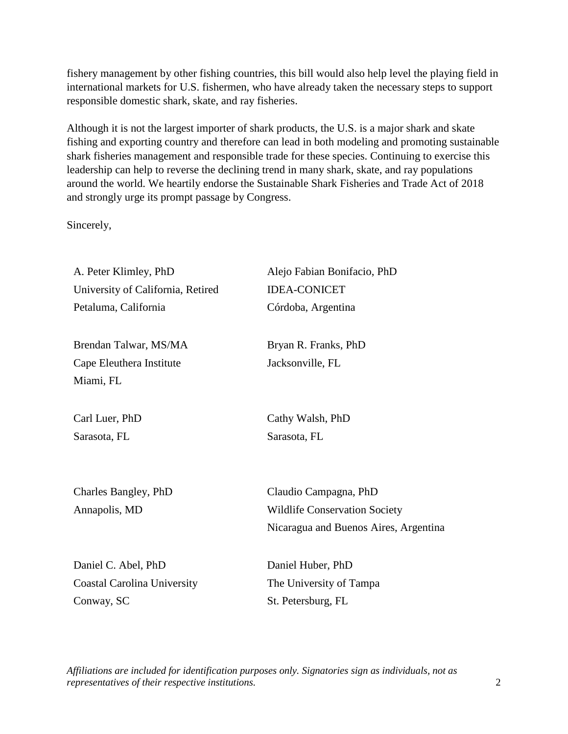fishery management by other fishing countries, this bill would also help level the playing field in international markets for U.S. fishermen, who have already taken the necessary steps to support responsible domestic shark, skate, and ray fisheries.

Although it is not the largest importer of shark products, the U.S. is a major shark and skate fishing and exporting country and therefore can lead in both modeling and promoting sustainable shark fisheries management and responsible trade for these species. Continuing to exercise this leadership can help to reverse the declining trend in many shark, skate, and ray populations around the world. We heartily endorse the Sustainable Shark Fisheries and Trade Act of 2018 and strongly urge its prompt passage by Congress.

Sincerely,

A. Peter Klimley, PhD
University of California, Retired
Petaluma, California

Alejo Fabian Bonifacio, PhD
IDEA-CONICET
Córdoba, Argentina

Brendan Talwar, MS/MA
Cape Eleuthera Institute
Miami, FL

Bryan R. Franks, PhD
Jacksonville, FL

Carl Luer, PhD
Sarasota, FL

Cathy Walsh, PhD
Sarasota, FL

Charles Bangley, PhD
Annapolis, MD

Claudio Campagna, PhD
Wildlife Conservation Society
Nicaragua and Buenos Aires, Argentina

Daniel C. Abel, PhD
Coastal Carolina University
Conway, SC

Daniel Huber, PhD
The University of Tampa
St. Petersburg, FL

*Affiliations are included for identification purposes only. Signatories sign as individuals, not as representatives of their respective institutions.*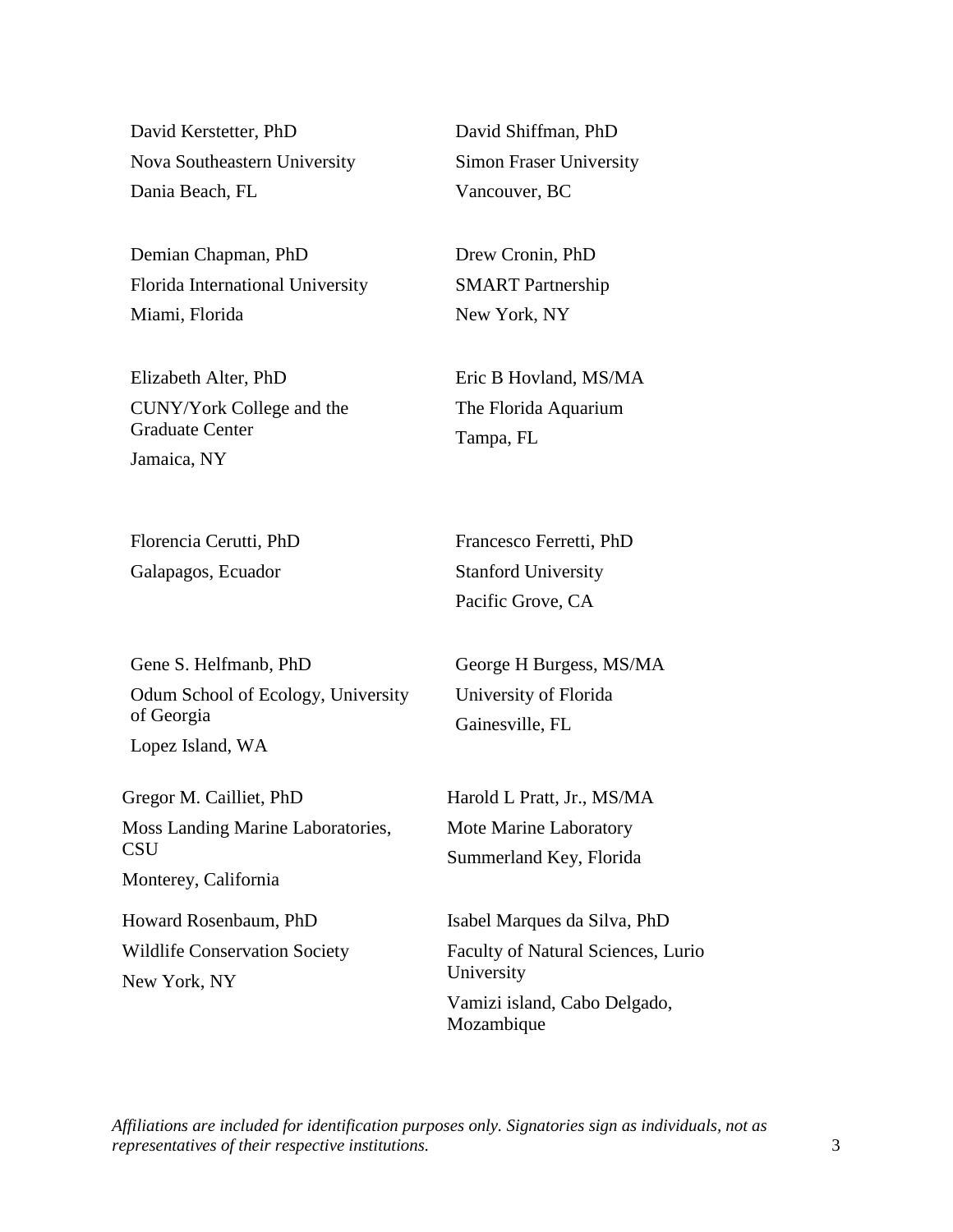David Kerstetter, PhD
Nova Southeastern University
Dania Beach, FL

David Shiffman, PhD
Simon Fraser University
Vancouver, BC

Demian Chapman, PhD
Florida International University
Miami, Florida

Drew Cronin, PhD
SMART Partnership
New York, NY

Elizabeth Alter, PhD
CUNY/York College and the Graduate Center
Jamaica, NY

Eric B Hovland, MS/MA
The Florida Aquarium
Tampa, FL

Florencia Cerutti, PhD
Galapagos, Ecuador

Francesco Ferretti, PhD
Stanford University
Pacific Grove, CA

Gene S. Helfmanb, PhD
Odum School of Ecology, University of Georgia
Lopez Island, WA

George H Burgess, MS/MA
University of Florida
Gainesville, FL

Gregor M. Cailliet, PhD
Moss Landing Marine Laboratories, CSU
Monterey, California

Harold L Pratt, Jr., MS/MA
Mote Marine Laboratory
Summerland Key, Florida

Howard Rosenbaum, PhD
Wildlife Conservation Society
New York, NY

Isabel Marques da Silva, PhD
Faculty of Natural Sciences, Lurio University
Vamizi island, Cabo Delgado, Mozambique

*Affiliations are included for identification purposes only. Signatories sign as individuals, not as representatives of their respective institutions.*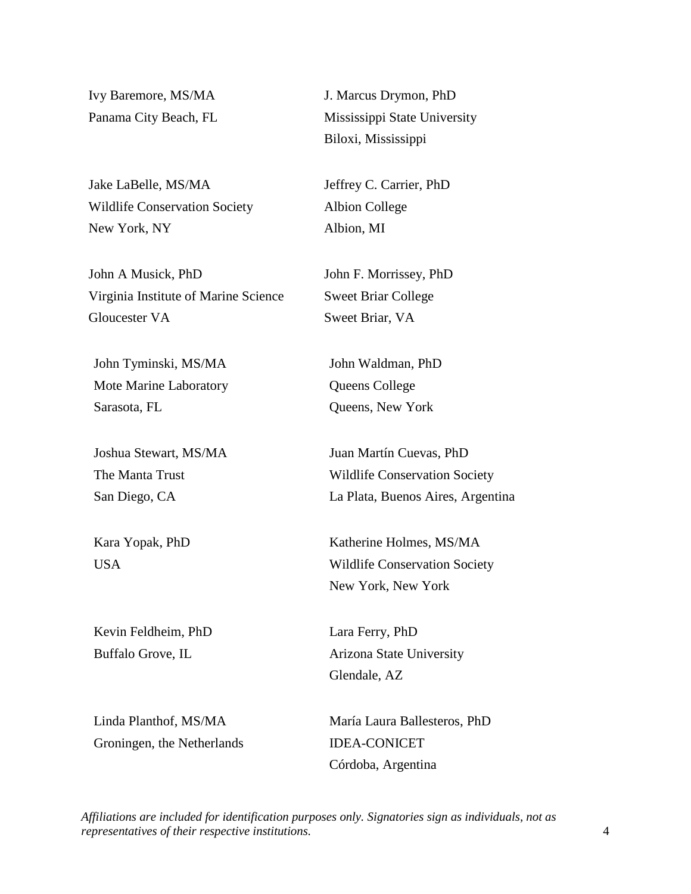Ivy Baremore, MS/MA
Panama City Beach, FL

J. Marcus Drymon, PhD
Mississippi State University
Biloxi, Mississippi

Jake LaBelle, MS/MA
Wildlife Conservation Society
New York, NY

Jeffrey C. Carrier, PhD
Albion College
Albion, MI

John A Musick, PhD
Virginia Institute of Marine Science
Gloucester VA

John F. Morrissey, PhD
Sweet Briar College
Sweet Briar, VA

John Tyminski, MS/MA
Mote Marine Laboratory
Sarasota, FL

John Waldman, PhD
Queens College
Queens, New York

Joshua Stewart, MS/MA
The Manta Trust
San Diego, CA

Juan Martín Cuevas, PhD
Wildlife Conservation Society
La Plata, Buenos Aires, Argentina

Kara Yopak, PhD
USA

Katherine Holmes, MS/MA
Wildlife Conservation Society
New York, New York

Kevin Feldheim, PhD
Buffalo Grove, IL

Lara Ferry, PhD
Arizona State University
Glendale, AZ

Linda Planthof, MS/MA
Groningen, the Netherlands

María Laura Ballesteros, PhD
IDEA-CONICET
Córdoba, Argentina

*Affiliations are included for identification purposes only. Signatories sign as individuals, not as representatives of their respective institutions.*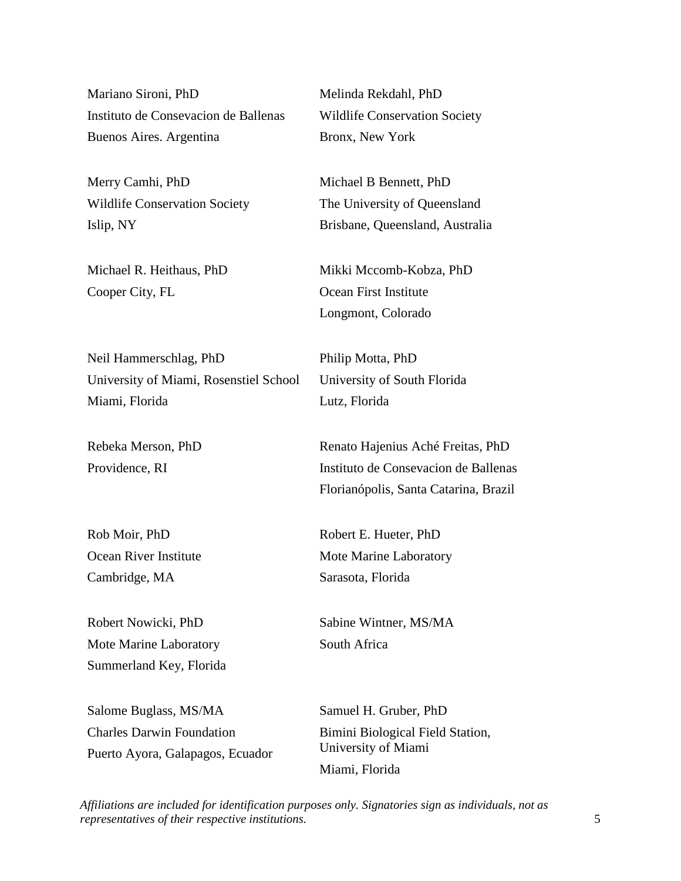Mariano Sironi, PhD
Instituto de Consevacion de Ballenas
Buenos Aires. Argentina

Melinda Rekdahl, PhD
Wildlife Conservation Society
Bronx, New York

Merry Camhi, PhD
Wildlife Conservation Society
Islip, NY

Michael B Bennett, PhD
The University of Queensland
Brisbane, Queensland, Australia

Michael R. Heithaus, PhD
Cooper City, FL

Mikki Mccomb-Kobza, PhD
Ocean First Institute
Longmont, Colorado

Neil Hammerschlag, PhD
University of Miami, Rosenstiel School
Miami, Florida

Philip Motta, PhD
University of South Florida
Lutz, Florida

Rebeka Merson, PhD
Providence, RI

Renato Hajenius Aché Freitas, PhD
Instituto de Consevacion de Ballenas
Florianópolis, Santa Catarina, Brazil

Rob Moir, PhD
Ocean River Institute
Cambridge, MA

Robert E. Hueter, PhD
Mote Marine Laboratory
Sarasota, Florida

Robert Nowicki, PhD
Mote Marine Laboratory
Summerland Key, Florida

Sabine Wintner, MS/MA
South Africa

Salome Buglass, MS/MA
Charles Darwin Foundation
Puerto Ayora, Galapagos, Ecuador

Samuel H. Gruber, PhD
Bimini Biological Field Station, University of Miami
Miami, Florida

*Affiliations are included for identification purposes only. Signatories sign as individuals, not as representatives of their respective institutions.*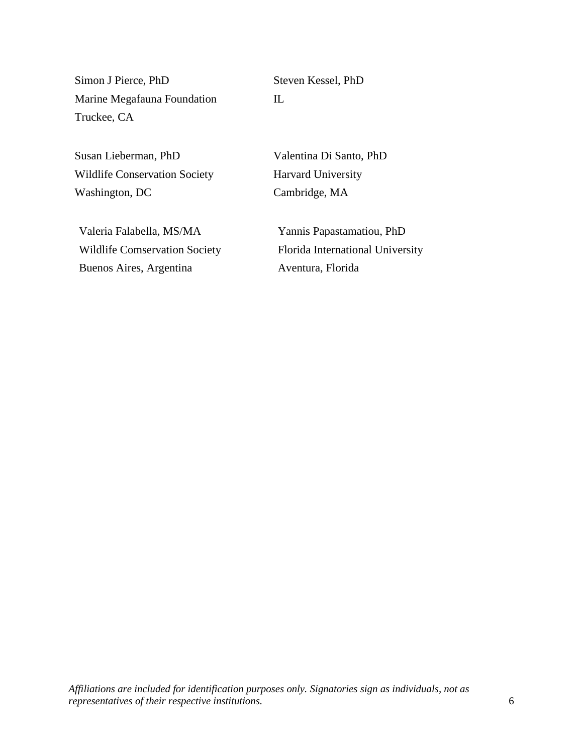Simon J Pierce, PhD
Marine Megafauna Foundation
Truckee, CA

Steven Kessel, PhD
IL

Susan Lieberman, PhD
Wildlife Conservation Society
Washington, DC

Valentina Di Santo, PhD
Harvard University
Cambridge, MA

Valeria Falabella, MS/MA
Wildlife Comservation Society
Buenos Aires, Argentina

Yannis Papastamatiou, PhD
Florida International University
Aventura, Florida

*Affiliations are included for identification purposes only. Signatories sign as individuals, not as representatives of their respective institutions.*